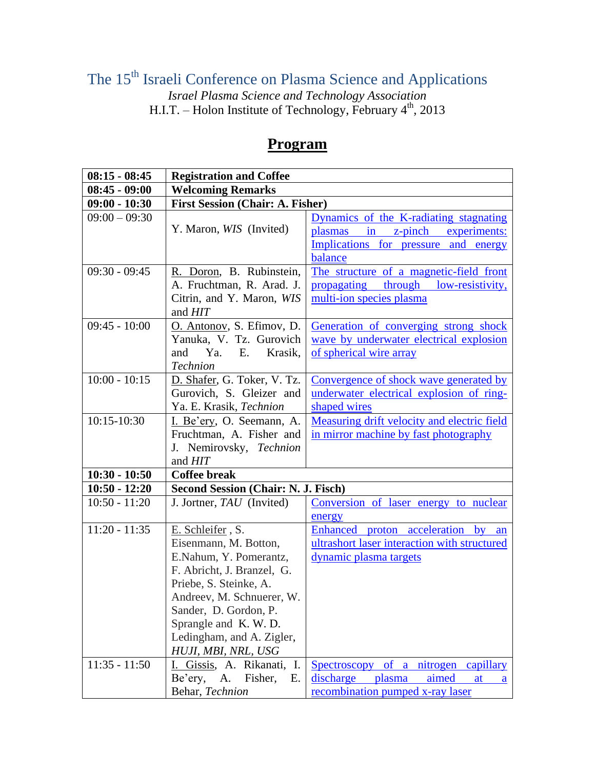# The 15th Israeli Conference on Plasma Science and Applications

*Israel Plasma Science and Technology Association*

H.I.T. – Holon Institute of Technology, February 4th, 2013

## Program

| | | |
|---|---|---|
| **08:15 - 08:45** | **Registration and Coffee** | |
| **08:45 - 09:00** | **Welcoming Remarks** | |
| **09:00 - 10:30** | **First Session (Chair: A. Fisher)** | |
| 09:00 – 09:30 | Y. Maron, *WIS* (Invited) | Dynamics of the K-radiating stagnating plasmas in z-pinch experiments: Implications for pressure and energy balance |
| 09:30 - 09:45 | R. Doron, B. Rubinstein, A. Fruchtman, R. Arad. J. Citrin, and Y. Maron, *WIS* and *HIT* | The structure of a magnetic-field front propagating through low-resistivity, multi-ion species plasma |
| 09:45 - 10:00 | O. Antonov, S. Efimov, D. Yanuka, V. Tz. Gurovich and Ya. E. Krasik, *Technion* | Generation of converging strong shock wave by underwater electrical explosion of spherical wire array |
| 10:00 - 10:15 | D. Shafer, G. Toker, V. Tz. Gurovich, S. Gleizer and Ya. E. Krasik, *Technion* | Convergence of shock wave generated by underwater electrical explosion of ring-shaped wires |
| 10:15-10:30 | I. Be'ery, O. Seemann, A. Fruchtman, A. Fisher and J. Nemirovsky, *Technion* and *HIT* | Measuring drift velocity and electric field in mirror machine by fast photography |
| **10:30 - 10:50** | **Coffee break** | |
| **10:50 - 12:20** | **Second Session (Chair: N. J. Fisch)** | |
| 10:50 - 11:20 | J. Jortner, *TAU* (Invited) | Conversion of laser energy to nuclear energy |
| 11:20 - 11:35 | E. Schleifer , S. Eisenmann, M. Botton, E.Nahum, Y. Pomerantz, F. Abricht, J. Branzel, G. Priebe, S. Steinke, A. Andreev, M. Schnuerer, W. Sander, D. Gordon, P. Sprangle and K. W. D. Ledingham, and A. Zigler, *HUJI, MBI, NRL, USG* | Enhanced proton acceleration by an ultrashort laser interaction with structured dynamic plasma targets |
| 11:35 - 11:50 | I. Gissis, A. Rikanati, I. Be'ery, A. Fisher, E. Behar, *Technion* | Spectroscopy of a nitrogen capillary discharge plasma aimed at a recombination pumped x-ray laser |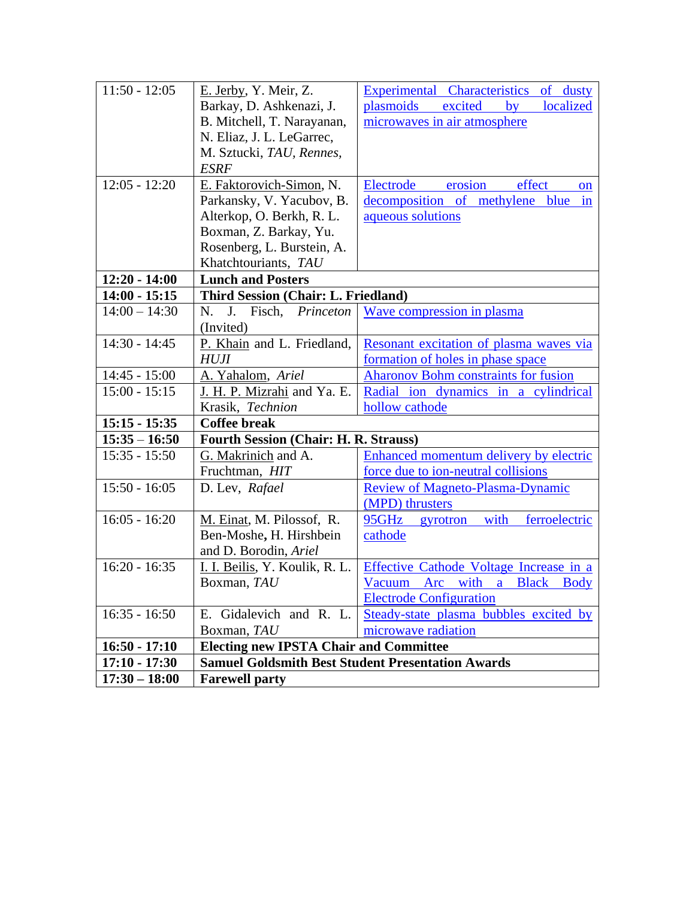| | | |
|---|---|---|
| 11:50 - 12:05 | E. Jerby, Y. Meir, Z. Barkay, D. Ashkenazi, J. B. Mitchell, T. Narayanan, N. Eliaz, J. L. LeGarrec, M. Sztucki, *TAU, Rennes, ESRF* | Experimental Characteristics of dusty plasmoids excited by localized microwaves in air atmosphere |
| 12:05 - 12:20 | E. Faktorovich-Simon, N. Parkansky, V. Yacubov, B. Alterkop, O. Berkh, R. L. Boxman, Z. Barkay, Yu. Rosenberg, L. Burstein, A. Khatchtouriants, *TAU* | Electrode erosion effect on decomposition of methylene blue in aqueous solutions |
| **12:20 - 14:00** | **Lunch and Posters** | |
| **14:00 - 15:15** | **Third Session (Chair: L. Friedland)** | |
| 14:00 – 14:30 | N. J. Fisch, *Princeton* (Invited) | Wave compression in plasma |
| 14:30 - 14:45 | P. Khain and L. Friedland, *HUJI* | Resonant excitation of plasma waves via formation of holes in phase space |
| 14:45 - 15:00 | A. Yahalom, *Ariel* | Aharonov Bohm constraints for fusion |
| 15:00 - 15:15 | J. H. P. Mizrahi and Ya. E. Krasik, *Technion* | Radial ion dynamics in a cylindrical hollow cathode |
| **15:15 - 15:35** | **Coffee break** | |
| **15:35 – 16:50** | **Fourth Session (Chair: H. R. Strauss)** | |
| 15:35 - 15:50 | G. Makrinich and A. Fruchtman, *HIT* | Enhanced momentum delivery by electric force due to ion-neutral collisions |
| 15:50 - 16:05 | D. Lev, *Rafael* | Review of Magneto-Plasma-Dynamic (MPD) thrusters |
| 16:05 - 16:20 | M. Einat, M. Pilossof, R. Ben-Moshe, H. Hirshbein and D. Borodin, *Ariel* | 95GHz gyrotron with ferroelectric cathode |
| 16:20 - 16:35 | I. I. Beilis, Y. Koulik, R. L. Boxman, *TAU* | Effective Cathode Voltage Increase in a Vacuum Arc with a Black Body Electrode Configuration |
| 16:35 - 16:50 | E. Gidalevich and R. L. Boxman, *TAU* | Steady-state plasma bubbles excited by microwave radiation |
| **16:50 - 17:10** | **Electing new IPSTA Chair and Committee** | |
| **17:10 - 17:30** | **Samuel Goldsmith Best Student Presentation Awards** | |
| **17:30 – 18:00** | **Farewell party** | |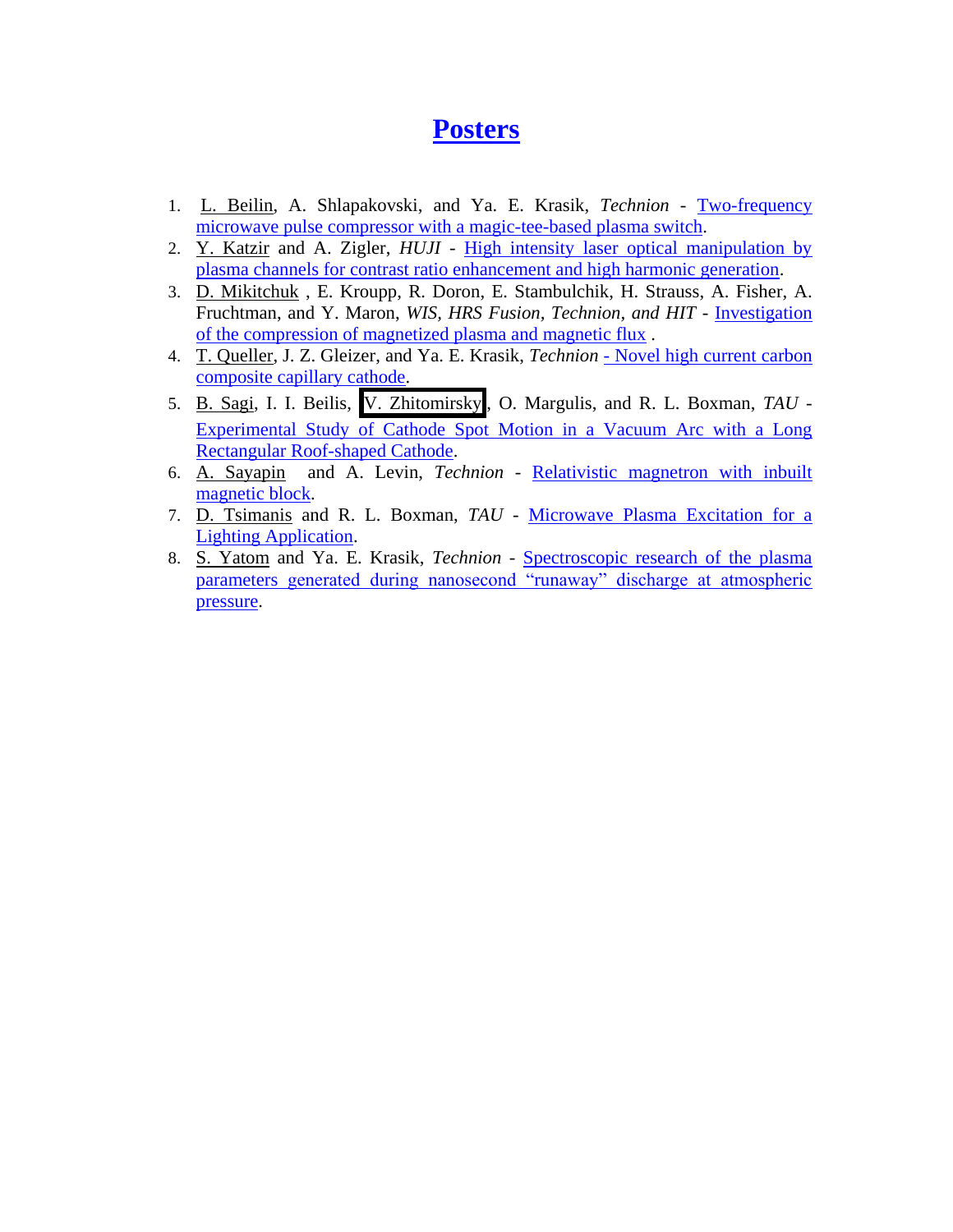# Posters

1. L. Beilin, A. Shlapakovski, and Ya. E. Krasik, *Technion* - Two-frequency microwave pulse compressor with a magic-tee-based plasma switch.
2. Y. Katzir and A. Zigler, *HUJI* - High intensity laser optical manipulation by plasma channels for contrast ratio enhancement and high harmonic generation.
3. D. Mikitchuk , E. Kroupp, R. Doron, E. Stambulchik, H. Strauss, A. Fisher, A. Fruchtman, and Y. Maron, *WIS, HRS Fusion, Technion, and HIT* - Investigation of the compression of magnetized plasma and magnetic flux .
4. T. Queller, J. Z. Gleizer, and Ya. E. Krasik, *Technion* - Novel high current carbon composite capillary cathode.
5. B. Sagi, I. I. Beilis, V. Zhitomirsky, O. Margulis, and R. L. Boxman, *TAU* - Experimental Study of Cathode Spot Motion in a Vacuum Arc with a Long Rectangular Roof-shaped Cathode.
6. A. Sayapin and A. Levin, *Technion* - Relativistic magnetron with inbuilt magnetic block.
7. D. Tsimanis and R. L. Boxman, *TAU* - Microwave Plasma Excitation for a Lighting Application.
8. S. Yatom and Ya. E. Krasik, *Technion* - Spectroscopic research of the plasma parameters generated during nanosecond "runaway" discharge at atmospheric pressure.